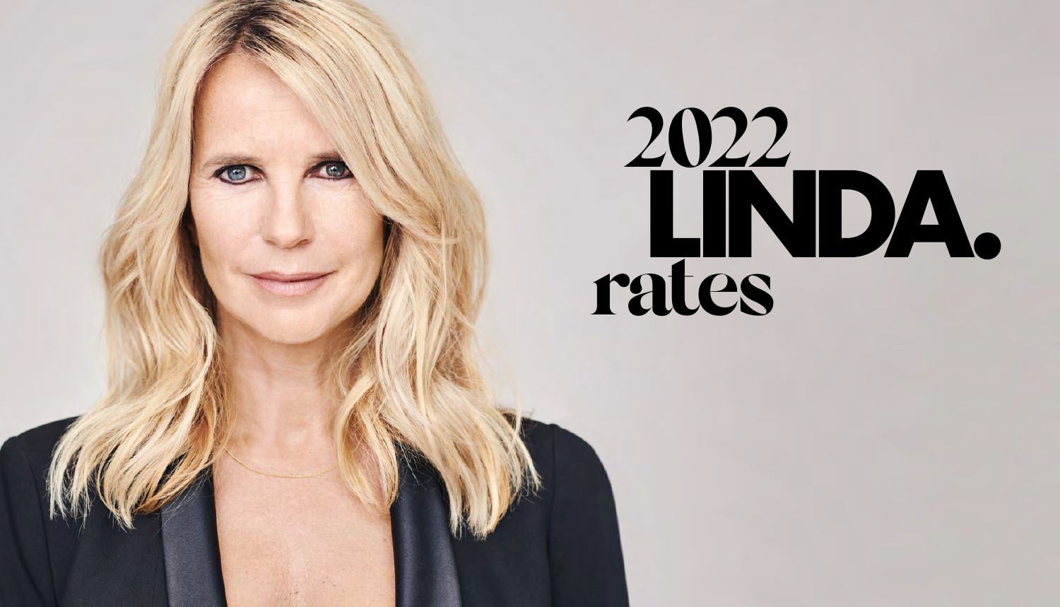# 2022 LINDA. rates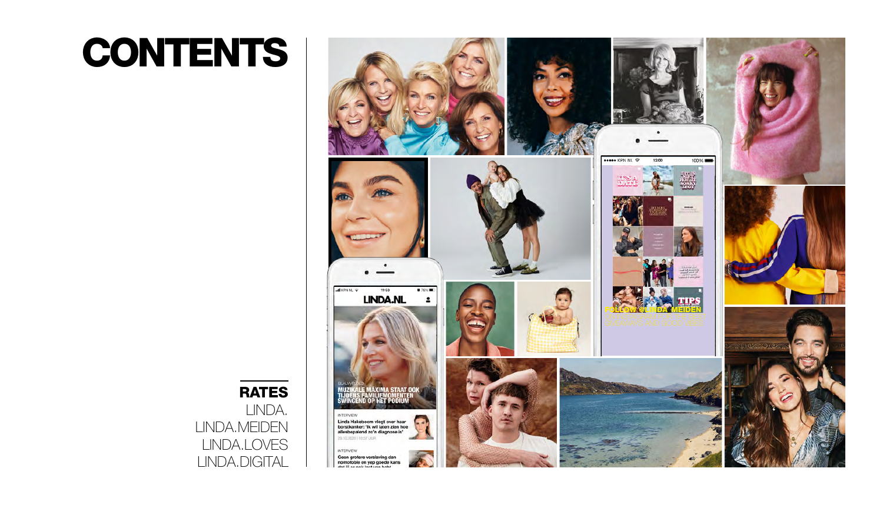# CONTENTS

## RATES

LINDA.
LINDA.MEIDEN
LINDA.LOVES
LINDA.DIGITAL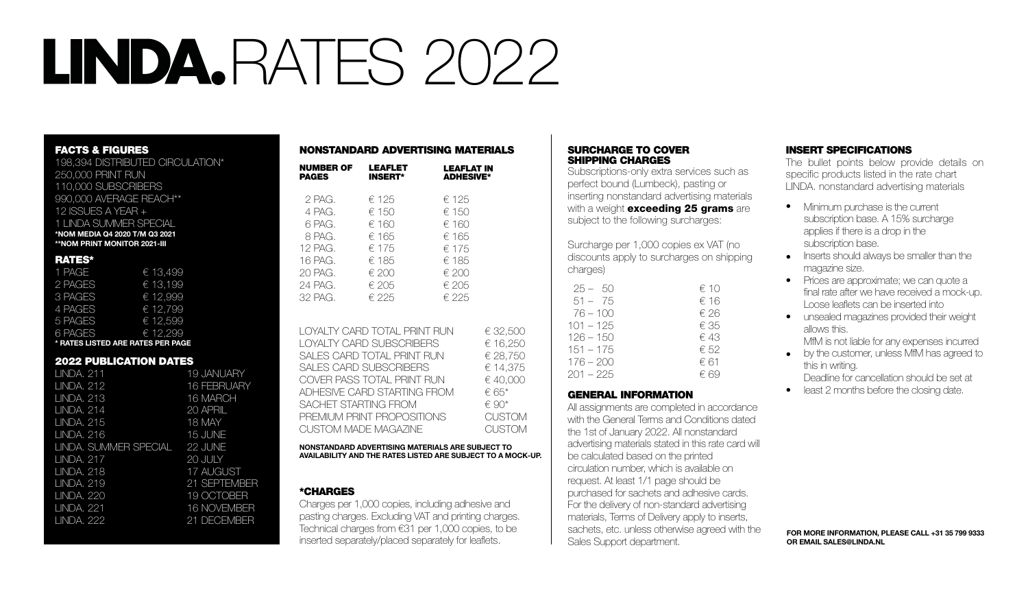# LINDA. RATES 2022

## FACTS & FIGURES

198,394 DISTRIBUTED CIRCULATION*
250,000 PRINT RUN
110,000 SUBSCRIBERS
990,000 AVERAGE REACH**
12 ISSUES A YEAR +
1 LINDA SUMMER SPECIAL

**\*NOM MEDIA Q4 2020 T/M Q3 2021**
**\*\*NOM PRINT MONITOR 2021-III**

## RATES*

| | |
|---|---|
| 1 PAGE | € 13,499 |
| 2 PAGES | € 13,199 |
| 3 PAGES | € 12,999 |
| 4 PAGES | € 12,799 |
| 5 PAGES | € 12,599 |
| 6 PAGES | € 12,299 |

**\* RATES LISTED ARE RATES PER PAGE**

## 2022 PUBLICATION DATES

| | |
|---|---|
| LINDA. 211 | 19 JANUARY |
| LINDA. 212 | 16 FEBRUARY |
| LINDA. 213 | 16 MARCH |
| LINDA. 214 | 20 APRIL |
| LINDA. 215 | 18 MAY |
| LINDA. 216 | 15 JUNE |
| LINDA. SUMMER SPECIAL | 22 JUNE |
| LINDA. 217 | 20 JULY |
| LINDA. 218 | 17 AUGUST |
| LINDA. 219 | 21 SEPTEMBER |
| LINDA. 220 | 19 OCTOBER |
| LINDA. 221 | 16 NOVEMBER |
| LINDA. 222 | 21 DECEMBER |

## NONSTANDARD ADVERTISING MATERIALS

| NUMBER OF PAGES | LEAFLET INSERT* | LEAFLAT IN ADHESIVE* |
|---|---|---|
| 2 PAG. | € 125 | € 125 |
| 4 PAG. | € 150 | € 150 |
| 6 PAG. | € 160 | € 160 |
| 8 PAG. | € 165 | € 165 |
| 12 PAG. | € 175 | € 175 |
| 16 PAG. | € 185 | € 185 |
| 20 PAG. | € 200 | € 200 |
| 24 PAG. | € 205 | € 205 |
| 32 PAG. | € 225 | € 225 |

| | |
|---|---|
| LOYALTY CARD TOTAL PRINT RUN | € 32,500 |
| LOYALTY CARD SUBSCRIBERS | € 16,250 |
| SALES CARD TOTAL PRINT RUN | € 28,750 |
| SALES CARD SUBSCRIBERS | € 14,375 |
| COVER PASS TOTAL PRINT RUN | € 40,000 |
| ADHESIVE CARD STARTING FROM | € 65* |
| SACHET STARTING FROM | € 90* |
| PREMIUM PRINT PROPOSITIONS | CUSTOM |
| CUSTOM MADE MAGAZINE | CUSTOM |

**NONSTANDARD ADVERTISING MATERIALS ARE SUBJECT TO AVAILABILITY AND THE RATES LISTED ARE SUBJECT TO A MOCK-UP.**

## *CHARGES

Charges per 1,000 copies, including adhesive and pasting charges. Excluding VAT and printing charges. Technical charges from €31 per 1,000 copies, to be inserted separately/placed separately for leaflets.

## SURCHARGE TO COVER SHIPPING CHARGES

Subscriptions-only extra services such as perfect bound (Lumbeck), pasting or inserting nonstandard advertising materials with a weight **exceeding 25 grams** are subject to the following surcharges:

Surcharge per 1,000 copies ex VAT (no discounts apply to surcharges on shipping charges)

| | |
|---|---|
| 25 – 50 | € 10 |
| 51 – 75 | € 16 |
| 76 – 100 | € 26 |
| 101 – 125 | € 35 |
| 126 – 150 | € 43 |
| 151 – 175 | € 52 |
| 176 – 200 | € 61 |
| 201 – 225 | € 69 |

## GENERAL INFORMATION

All assignments are completed in accordance with the General Terms and Conditions dated the 1st of January 2022. All nonstandard advertising materials stated in this rate card will be calculated based on the printed circulation number, which is available on request. At least 1/1 page should be purchased for sachets and adhesive cards. For the delivery of non-standard advertising materials, Terms of Delivery apply to inserts, sachets, etc. unless otherwise agreed with the Sales Support department.

## INSERT SPECIFICATIONS

The bullet points below provide details on specific products listed in the rate chart LINDA. nonstandard advertising materials

- Minimum purchase is the current subscription base. A 15% surcharge applies if there is a drop in the subscription base.
- Inserts should always be smaller than the magazine size.
- Prices are approximate; we can quote a final rate after we have received a mock-up. Loose leaflets can be inserted into
- unsealed magazines provided their weight allows this. MfM is not liable for any expenses incurred
- by the customer, unless MfM has agreed to this in writing. Deadline for cancellation should be set at
- least 2 months before the closing date.

**FOR MORE INFORMATION, PLEASE CALL +31 35 799 9333 OR EMAIL SALES@LINDA.NL**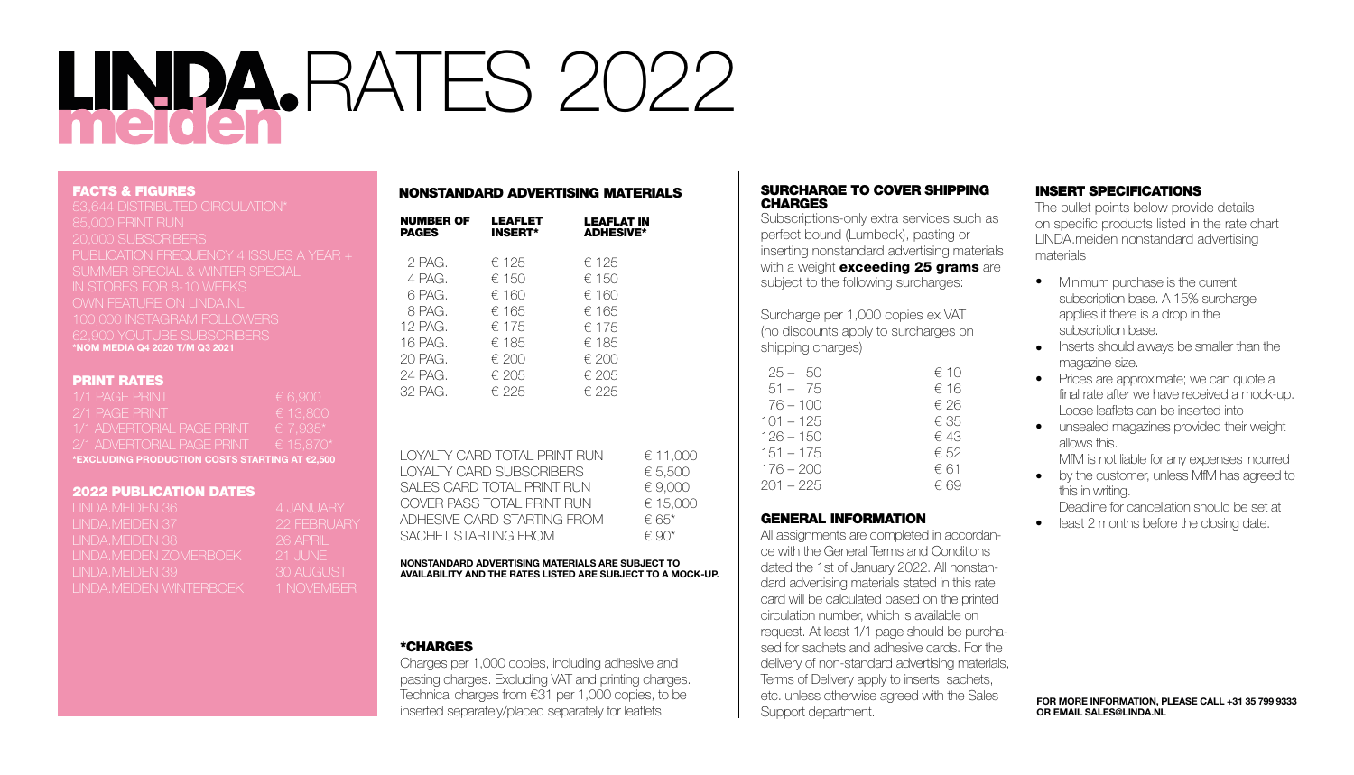# LINDA.meiden RATES 2022

## FACTS & FIGURES

53,644 DISTRIBUTED CIRCULATION*
85,000 PRINT RUN
20,000 SUBSCRIBERS
PUBLICATION FREQUENCY 4 ISSUES A YEAR + SUMMER SPECIAL & WINTER SPECIAL
IN STORES FOR 8-10 WEEKS
OWN FEATURE ON LINDA.NL
100,000 INSTAGRAM FOLLOWERS
62,900 YOUTUBE SUBSCRIBERS
**\*NOM MEDIA Q4 2020 T/M Q3 2021**

## PRINT RATES

| | |
|---|---|
| 1/1 PAGE PRINT | € 6,900 |
| 2/1 PAGE PRINT | € 13,800 |
| 1/1 ADVERTORIAL PAGE PRINT | € 7,935* |
| 2/1 ADVERTORIAL PAGE PRINT | € 15,870* |

**\*EXCLUDING PRODUCTION COSTS STARTING AT €2,500**

## 2022 PUBLICATION DATES

| | |
|---|---|
| LINDA.MEIDEN 36 | 4 JANUARY |
| LINDA.MEIDEN 37 | 22 FEBRUARY |
| LINDA.MEIDEN 38 | 26 APRIL |
| LINDA.MEIDEN ZOMERBOEK | 21 JUNE |
| LINDA.MEIDEN 39 | 30 AUGUST |
| LINDA.MEIDEN WINTERBOEK | 1 NOVEMBER |

## NONSTANDARD ADVERTISING MATERIALS

| NUMBER OF PAGES | LEAFLET INSERT* | LEAFLAT IN ADHESIVE* |
|---|---|---|
| 2 PAG. | € 125 | € 125 |
| 4 PAG. | € 150 | € 150 |
| 6 PAG. | € 160 | € 160 |
| 8 PAG. | € 165 | € 165 |
| 12 PAG. | € 175 | € 175 |
| 16 PAG. | € 185 | € 185 |
| 20 PAG. | € 200 | € 200 |
| 24 PAG. | € 205 | € 205 |
| 32 PAG. | € 225 | € 225 |

| | |
|---|---|
| LOYALTY CARD TOTAL PRINT RUN | € 11,000 |
| LOYALTY CARD SUBSCRIBERS | € 5,500 |
| SALES CARD TOTAL PRINT RUN | € 9,000 |
| COVER PASS TOTAL PRINT RUN | € 15,000 |
| ADHESIVE CARD STARTING FROM | € 65* |
| SACHET STARTING FROM | € 90* |

**NONSTANDARD ADVERTISING MATERIALS ARE SUBJECT TO AVAILABILITY AND THE RATES LISTED ARE SUBJECT TO A MOCK-UP.**

## *CHARGES

Charges per 1,000 copies, including adhesive and pasting charges. Excluding VAT and printing charges. Technical charges from €31 per 1,000 copies, to be inserted separately/placed separately for leaflets.

## SURCHARGE TO COVER SHIPPING CHARGES

Subscriptions-only extra services such as perfect bound (Lumbeck), pasting or inserting nonstandard advertising materials with a weight **exceeding 25 grams** are subject to the following surcharges:

Surcharge per 1,000 copies ex VAT (no discounts apply to surcharges on shipping charges)

| | |
|---|---|
| 25 – 50 | € 10 |
| 51 – 75 | € 16 |
| 76 – 100 | € 26 |
| 101 – 125 | € 35 |
| 126 – 150 | € 43 |
| 151 – 175 | € 52 |
| 176 – 200 | € 61 |
| 201 – 225 | € 69 |

## GENERAL INFORMATION

All assignments are completed in accordance with the General Terms and Conditions dated the 1st of January 2022. All nonstandard advertising materials stated in this rate card will be calculated based on the printed circulation number, which is available on request. At least 1/1 page should be purchased for sachets and adhesive cards. For the delivery of non-standard advertising materials, Terms of Delivery apply to inserts, sachets, etc. unless otherwise agreed with the Sales Support department.

## INSERT SPECIFICATIONS

The bullet points below provide details on specific products listed in the rate chart LINDA.meiden nonstandard advertising materials

- Minimum purchase is the current subscription base. A 15% surcharge applies if there is a drop in the subscription base.
- Inserts should always be smaller than the magazine size.
- Prices are approximate; we can quote a final rate after we have received a mock-up. Loose leaflets can be inserted into
- unsealed magazines provided their weight allows this. MfM is not liable for any expenses incurred
- by the customer, unless MfM has agreed to this in writing. Deadline for cancellation should be set at
- least 2 months before the closing date.

**FOR MORE INFORMATION, PLEASE CALL +31 35 799 9333 OR EMAIL SALES@LINDA.NL**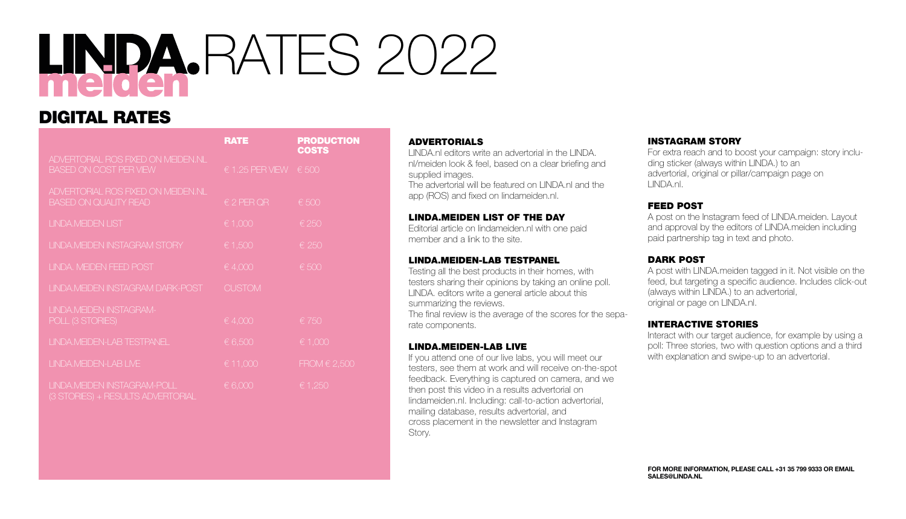# LINDA.meiden RATES 2022

## DIGITAL RATES

| | RATE | PRODUCTION COSTS |
|---|---|---|
| ADVERTORIAL ROS FIXED ON MEIDEN.NL BASED ON COST PER VIEW | € 1.25 PER VIEW | € 500 |
| ADVERTORIAL ROS FIXED ON MEIDEN.NL BASED ON QUALITY READ | € 2 PER QR | € 500 |
| LINDA.MEIDEN LIST | € 1,000 | € 250 |
| LINDA.MEIDEN INSTAGRAM STORY | € 1,500 | € 250 |
| LINDA. MEIDEN FEED POST | € 4,000 | € 500 |
| LINDA.MEIDEN INSTAGRAM DARK-POST | CUSTOM | |
| LINDA.MEIDEN INSTAGRAM-POLL (3 STORIES) | € 4,000 | € 750 |
| LINDA.MEIDEN-LAB TESTPANEL | € 6,500 | € 1,000 |
| LINDA.MEIDEN-LAB LIVE | € 11,000 | FROM € 2,500 |
| LINDA.MEIDEN INSTAGRAM-POLL (3 STORIES) + RESULTS ADVERTORIAL | € 6,000 | € 1,250 |

### ADVERTORIALS

LINDA.nl editors write an advertorial in the LINDA.nl/meiden look & feel, based on a clear briefing and supplied images.
The advertorial will be featured on LINDA.nl and the app (ROS) and fixed on lindameiden.nl.

### LINDA.MEIDEN LIST OF THE DAY

Editorial article on lindameiden.nl with one paid member and a link to the site.

### LINDA.MEIDEN-LAB TESTPANEL

Testing all the best products in their homes, with testers sharing their opinions by taking an online poll. LINDA. editors write a general article about this summarizing the reviews.
The final review is the average of the scores for the separate components.

### LINDA.MEIDEN-LAB LIVE

If you attend one of our live labs, you will meet our testers, see them at work and will receive on-the-spot feedback. Everything is captured on camera, and we then post this video in a results advertorial on lindameiden.nl. Including: call-to-action advertorial, mailing database, results advertorial, and cross placement in the newsletter and Instagram Story.

### INSTAGRAM STORY

For extra reach and to boost your campaign: story including sticker (always within LINDA.) to an advertorial, original or pillar/campaign page on LINDA.nl.

### FEED POST

A post on the Instagram feed of LINDA.meiden. Layout and approval by the editors of LINDA.meiden including paid partnership tag in text and photo.

### DARK POST

A post with LINDA.meiden tagged in it. Not visible on the feed, but targeting a specific audience. Includes click-out (always within LINDA.) to an advertorial, original or page on LINDA.nl.

### INTERACTIVE STORIES

Interact with our target audience, for example by using a poll: Three stories, two with question options and a third with explanation and swipe-up to an advertorial.

**FOR MORE INFORMATION, PLEASE CALL +31 35 799 9333 OR EMAIL SALES@LINDA.NL**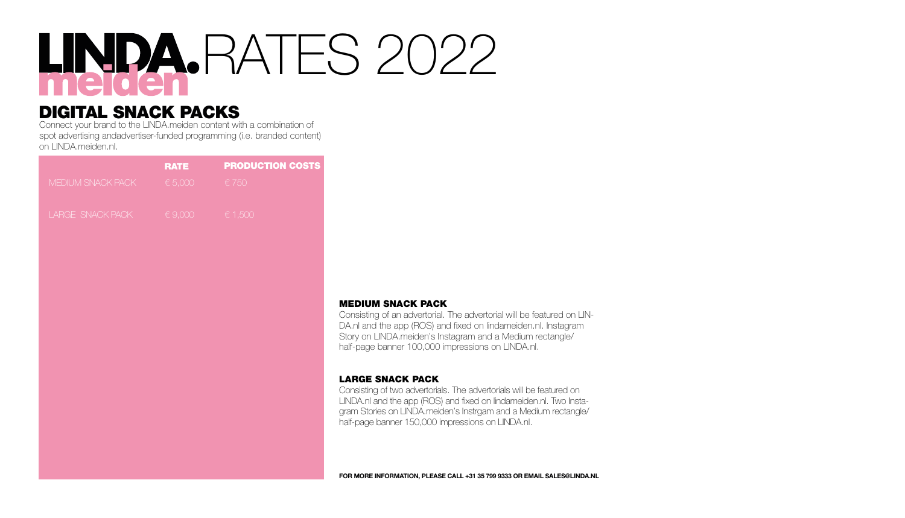# LINDA.meiden RATES 2022

## DIGITAL SNACK PACKS

Connect your brand to the LINDA.meiden content with a combination of spot advertising andadvertiser-funded programming (i.e. branded content) on LINDA.meiden.nl.

| | RATE | PRODUCTION COSTS |
|---|---|---|
| MEDIUM SNACK PACK | € 5,000 | € 750 |
| LARGE SNACK PACK | € 9,000 | € 1,500 |

### MEDIUM SNACK PACK

Consisting of an advertorial. The advertorial will be featured on LINDA.nl and the app (ROS) and fixed on lindameiden.nl. Instagram Story on LINDA.meiden's Instagram and a Medium rectangle/ half-page banner 100,000 impressions on LINDA.nl.

### LARGE SNACK PACK

Consisting of two advertorials. The advertorials will be featured on LINDA.nl and the app (ROS) and fixed on lindameiden.nl. Two Instagram Stories on LINDA.meiden's Instrgam and a Medium rectangle/ half-page banner 150,000 impressions on LINDA.nl.

**FOR MORE INFORMATION, PLEASE CALL +31 35 799 9333 OR EMAIL SALES@LINDA.NL**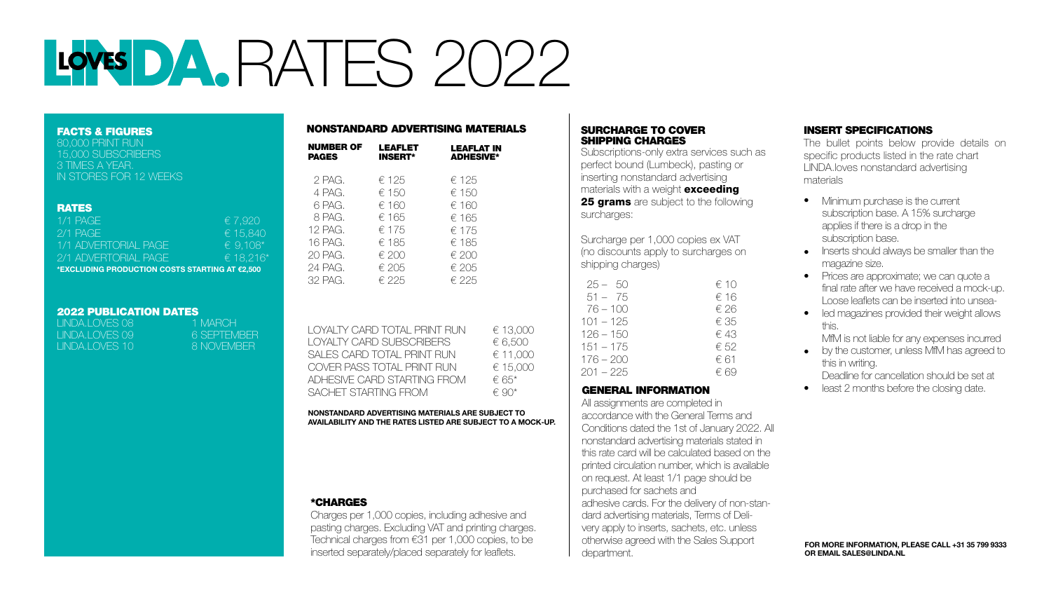# LINDA.LOVES RATES 2022

## FACTS & FIGURES

80,000 PRINT RUN
15,000 SUBSCRIBERS
3 TIMES A YEAR.
IN STORES FOR 12 WEEKS

## RATES

| | |
|---|---|
| 1/1 PAGE | € 7,920 |
| 2/1 PAGE | € 15,840 |
| 1/1 ADVERTORIAL PAGE | € 9,108* |
| 2/1 ADVERTORIAL PAGE | € 18,216* |

**\*EXCLUDING PRODUCTION COSTS STARTING AT €2,500**

## 2022 PUBLICATION DATES

| | |
|---|---|
| LINDA.LOVES 08 | 1 MARCH |
| LINDA.LOVES 09 | 6 SEPTEMBER |
| LINDA.LOVES 10 | 8 NOVEMBER |

## NONSTANDARD ADVERTISING MATERIALS

| NUMBER OF PAGES | LEAFLET INSERT* | LEAFLAT IN ADHESIVE* |
|---|---|---|
| 2 PAG. | € 125 | € 125 |
| 4 PAG. | € 150 | € 150 |
| 6 PAG. | € 160 | € 160 |
| 8 PAG. | € 165 | € 165 |
| 12 PAG. | € 175 | € 175 |
| 16 PAG. | € 185 | € 185 |
| 20 PAG. | € 200 | € 200 |
| 24 PAG. | € 205 | € 205 |
| 32 PAG. | € 225 | € 225 |

| | |
|---|---|
| LOYALTY CARD TOTAL PRINT RUN | € 13,000 |
| LOYALTY CARD SUBSCRIBERS | € 6,500 |
| SALES CARD TOTAL PRINT RUN | € 11,000 |
| COVER PASS TOTAL PRINT RUN | € 15,000 |
| ADHESIVE CARD STARTING FROM | € 65* |
| SACHET STARTING FROM | € 90* |

**NONSTANDARD ADVERTISING MATERIALS ARE SUBJECT TO AVAILABILITY AND THE RATES LISTED ARE SUBJECT TO A MOCK-UP.**

## *CHARGES

Charges per 1,000 copies, including adhesive and pasting charges. Excluding VAT and printing charges. Technical charges from €31 per 1,000 copies, to be inserted separately/placed separately for leaflets.

## SURCHARGE TO COVER SHIPPING CHARGES

Subscriptions-only extra services such as perfect bound (Lumbeck), pasting or inserting nonstandard advertising materials with a weight **exceeding 25 grams** are subject to the following surcharges:

Surcharge per 1,000 copies ex VAT (no discounts apply to surcharges on shipping charges)

| | |
|---|---|
| 25 – 50 | € 10 |
| 51 – 75 | € 16 |
| 76 – 100 | € 26 |
| 101 – 125 | € 35 |
| 126 – 150 | € 43 |
| 151 – 175 | € 52 |
| 176 – 200 | € 61 |
| 201 – 225 | € 69 |

## GENERAL INFORMATION

All assignments are completed in accordance with the General Terms and Conditions dated the 1st of January 2022. All nonstandard advertising materials stated in this rate card will be calculated based on the printed circulation number, which is available on request. At least 1/1 page should be purchased for sachets and adhesive cards. For the delivery of non-standard advertising materials, Terms of Delivery apply to inserts, sachets, etc. unless otherwise agreed with the Sales Support department.

## INSERT SPECIFICATIONS

The bullet points below provide details on specific products listed in the rate chart LINDA.loves nonstandard advertising materials

- Minimum purchase is the current subscription base. A 15% surcharge applies if there is a drop in the subscription base.
- Inserts should always be smaller than the magazine size.
- Prices are approximate; we can quote a final rate after we have received a mock-up. Loose leaflets can be inserted into unsealed magazines provided their weight allows this.
- MfM is not liable for any expenses incurred by the customer, unless MfM has agreed to this in writing.
- Deadline for cancellation should be set at least 2 months before the closing date.

**FOR MORE INFORMATION, PLEASE CALL +31 35 799 9333 OR EMAIL SALES@LINDA.NL**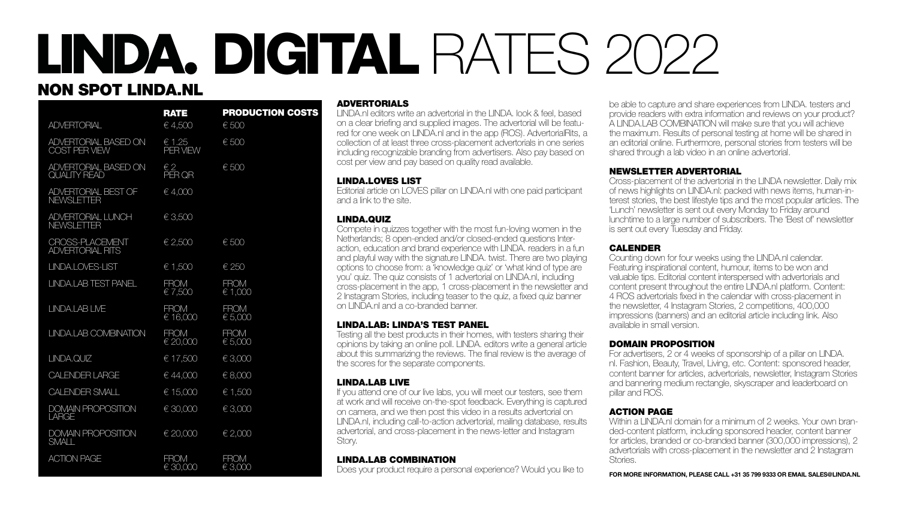# LINDA. DIGITAL RATES 2022

## NON SPOT LINDA.NL

| | RATE | PRODUCTION COSTS |
|---|---|---|
| ADVERTORIAL | € 4,500 | € 500 |
| ADVERTORIAL BASED ON COST PER VIEW | € 1.25 PER VIEW | € 500 |
| ADVERTORIAL BASED ON QUALITY READ | € 2 PER QR | € 500 |
| ADVERTORIAL BEST OF NEWSLETTER | € 4,000 | |
| ADVERTORIAL LUNCH NEWSLETTER | € 3,500 | |
| CROSS-PLACEMENT ADVERTORIAL RITS | € 2,500 | € 500 |
| LINDA.LOVES-LIST | € 1,500 | € 250 |
| LINDA.LAB TEST PANEL | FROM € 7,500 | FROM € 1,000 |
| LINDA.LAB LIVE | FROM € 16,000 | FROM € 5,000 |
| LINDA.LAB COMBINATION | FROM € 20,000 | FROM € 5,000 |
| LINDA.QUIZ | € 17,500 | € 3,000 |
| CALENDER LARGE | € 44,000 | € 8,000 |
| CALENDER SMALL | € 15,000 | € 1,500 |
| DOMAIN PROPOSITION LARGE | € 30,000 | € 3,000 |
| DOMAIN PROPOSITION SMALL | € 20,000 | € 2,000 |
| ACTION PAGE | FROM € 30,000 | FROM € 3,000 |

### ADVERTORIALS

LINDA.nl editors write an advertorial in the LINDA. look & feel, based on a clear briefing and supplied images. The advertorial will be featured for one week on LINDA.nl and in the app (ROS). AdvertorialRits, a collection of at least three cross-placement advertorials in one series including recognizable branding from advertisers. Also pay based on cost per view and pay based on quality read available.

### LINDA.LOVES LIST

Editorial article on LOVES pillar on LINDA.nl with one paid participant and a link to the site.

### LINDA.QUIZ

Compete in quizzes together with the most fun-loving women in the Netherlands; 8 open-ended and/or closed-ended questions Interaction, education and brand experience with LINDA. readers in a fun and playful way with the signature LINDA. twist. There are two playing options to choose from: a 'knowledge quiz' or 'what kind of type are you' quiz. The quiz consists of 1 advertorial on LINDA.nl, including cross-placement in the app, 1 cross-placement in the newsletter and 2 Instagram Stories, including teaser to the quiz, a fixed quiz banner on LINDA.nl and a co-branded banner.

### LINDA.LAB: LINDA'S TEST PANEL

Testing all the best products in their homes, with testers sharing their opinions by taking an online poll. LINDA. editors write a general article about this summarizing the reviews. The final review is the average of the scores for the separate components.

### LINDA.LAB LIVE

If you attend one of our live labs, you will meet our testers, see them at work and will receive on-the-spot feedback. Everything is captured on camera, and we then post this video in a results advertorial on LINDA.nl, including call-to-action advertorial, mailing database, results advertorial, and cross-placement in the news-letter and Instagram Story.

### LINDA.LAB COMBINATION

Does your product require a personal experience? Would you like to be able to capture and share experiences from LINDA. testers and provide readers with extra information and reviews on your product? A LINDA.LAB COMBINATION will make sure that you will achieve the maximum. Results of personal testing at home will be shared in an editorial online. Furthermore, personal stories from testers will be shared through a lab video in an online advertorial.

### NEWSLETTER ADVERTORIAL

Cross-placement of the advertorial in the LINDA newsletter. Daily mix of news highlights on LINDA.nl: packed with news items, human-interest stories, the best lifestyle tips and the most popular articles. The 'Lunch' newsletter is sent out every Monday to Friday around lunchtime to a large number of subscribers. The 'Best of' newsletter is sent out every Tuesday and Friday.

### CALENDER

Counting down for four weeks using the LINDA.nl calendar. Featuring inspirational content, humour, items to be won and valuable tips. Editorial content interspersed with advertorials and content present throughout the entire LINDA.nl platform. Content: 4 ROS advertorials fixed in the calendar with cross-placement in the newsletter, 4 Instagram Stories, 2 competitions, 400,000 impressions (banners) and an editorial article including link. Also available in small version.

### DOMAIN PROPOSITION

For advertisers, 2 or 4 weeks of sponsorship of a pillar on LINDA.nl. Fashion, Beauty, Travel, Living, etc. Content: sponsored header, content banner for articles, advertorials, newsletter, Instagram Stories and bannering medium rectangle, skyscraper and leaderboard on pillar and ROS.

### ACTION PAGE

Within a LINDA.nl domain for a minimum of 2 weeks. Your own branded-content platform, including sponsored header, content banner for articles, branded or co-branded banner (300,000 impressions), 2 advertorials with cross-placement in the newsletter and 2 Instagram Stories.

**FOR MORE INFORMATION, PLEASE CALL +31 35 799 9333 OR EMAIL SALES@LINDA.NL**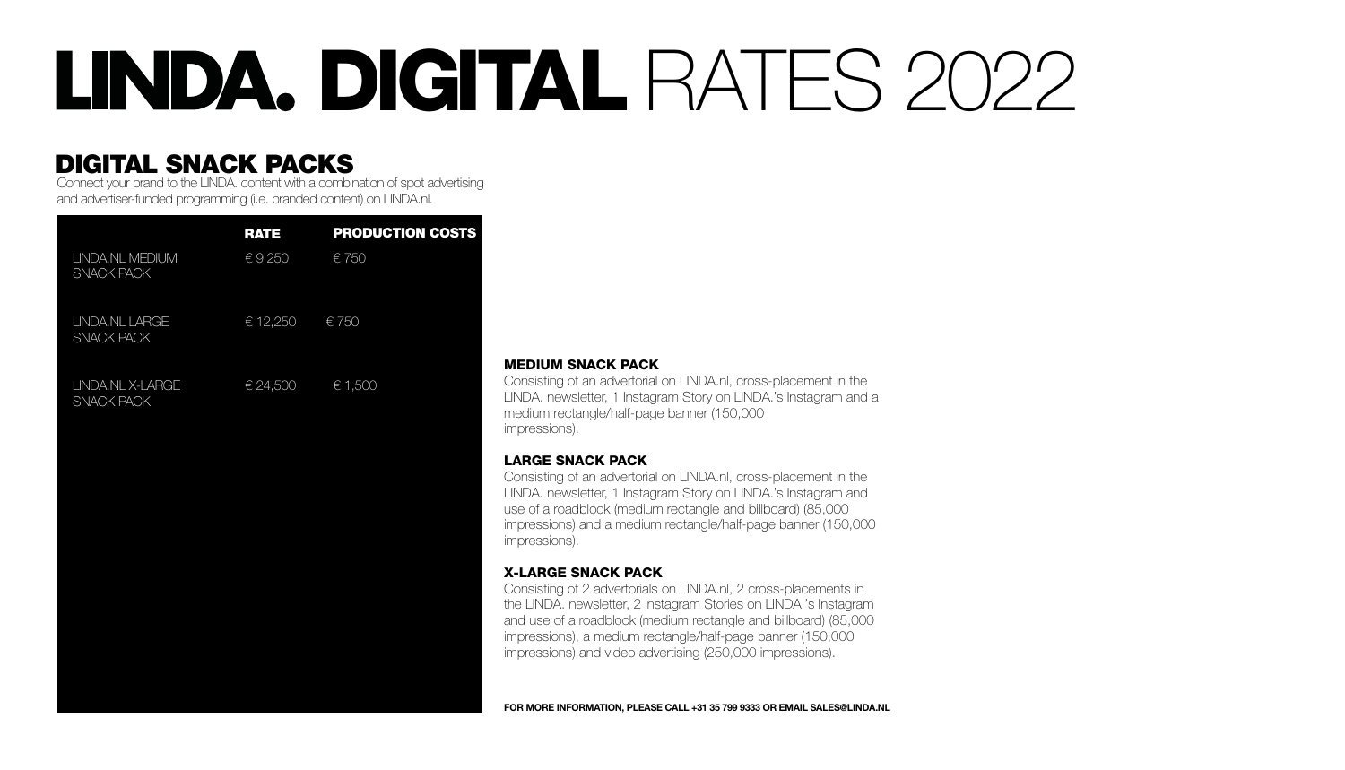# LINDA. DIGITAL RATES 2022

## DIGITAL SNACK PACKS

Connect your brand to the LINDA. content with a combination of spot advertising and advertiser-funded programming (i.e. branded content) on LINDA.nl.

| | RATE | PRODUCTION COSTS |
|---|---|---|
| LINDA.NL MEDIUM SNACK PACK | € 9,250 | € 750 |
| LINDA.NL LARGE SNACK PACK | € 12,250 | € 750 |
| LINDA.NL X-LARGE SNACK PACK | € 24,500 | € 1,500 |

### MEDIUM SNACK PACK

Consisting of an advertorial on LINDA.nl, cross-placement in the LINDA. newsletter, 1 Instagram Story on LINDA.'s Instagram and a medium rectangle/half-page banner (150,000 impressions).

### LARGE SNACK PACK

Consisting of an advertorial on LINDA.nl, cross-placement in the LINDA. newsletter, 1 Instagram Story on LINDA.'s Instagram and use of a roadblock (medium rectangle and billboard) (85,000 impressions) and a medium rectangle/half-page banner (150,000 impressions).

### X-LARGE SNACK PACK

Consisting of 2 advertorials on LINDA.nl, 2 cross-placements in the LINDA. newsletter, 2 Instagram Stories on LINDA.'s Instagram and use of a roadblock (medium rectangle and billboard) (85,000 impressions), a medium rectangle/half-page banner (150,000 impressions) and video advertising (250,000 impressions).

**FOR MORE INFORMATION, PLEASE CALL +31 35 799 9333 OR EMAIL SALES@LINDA.NL**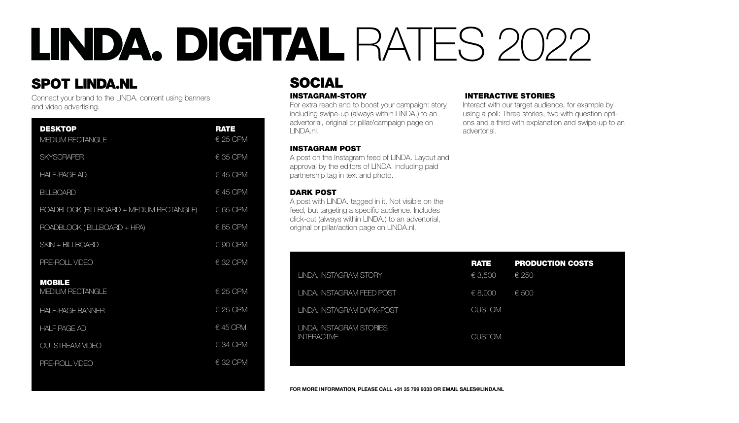# LINDA. DIGITAL RATES 2022

## SPOT LINDA.NL

Connect your brand to the LINDA. content using banners and video advertising.

| DESKTOP | RATE |
|---|---|
| MEDIUM RECTANGLE | € 25 CPM |
| SKYSCRAPER | € 35 CPM |
| HALF-PAGE AD | € 45 CPM |
| BILLBOARD | € 45 CPM |
| ROADBLOCK (BILLBOARD + MEDIUM RECTANGLE) | € 65 CPM |
| ROADBLOCK ( BILLBOARD + HPA) | € 85 CPM |
| SKIN + BILLBOARD | € 90 CPM |
| PRE-ROLL VIDEO | € 32 CPM |
| **MOBILE** | |
| MEDIUM RECTANGLE | € 25 CPM |
| HALF-PAGE BANNER | € 25 CPM |
| HALF PAGE AD | € 45 CPM |
| OUTSTREAM VIDEO | € 34 CPM |
| PRE-ROLL VIDEO | € 32 CPM |

## SOCIAL

### INSTAGRAM-STORY

For extra reach and to boost your campaign: story including swipe-up (always within LINDA.) to an advertorial, original or pillar/campaign page on LINDA.nl.

### INSTAGRAM POST

A post on the Instagram feed of LINDA. Layout and approval by the editors of LINDA. including paid partnership tag in text and photo.

### DARK POST

A post with LINDA. tagged in it. Not visible on the feed, but targeting a specific audience. Includes click-out (always within LINDA.) to an advertorial, original or pillar/action page on LINDA.nl.

### INTERACTIVE STORIES

Interact with our target audience, for example by using a poll: Three stories, two with question options and a third with explanation and swipe-up to an advertorial.

| | RATE | PRODUCTION COSTS |
|---|---|---|
| LINDA. INSTAGRAM STORY | € 3,500 | € 250 |
| LINDA. INSTAGRAM FEED POST | € 8,000 | € 500 |
| LINDA. INSTAGRAM DARK-POST | CUSTOM | |
| LINDA. INSTAGRAM STORIES INTERACTIVE | CUSTOM | |

**FOR MORE INFORMATION, PLEASE CALL +31 35 799 9333 OR EMAIL SALES@LINDA.NL**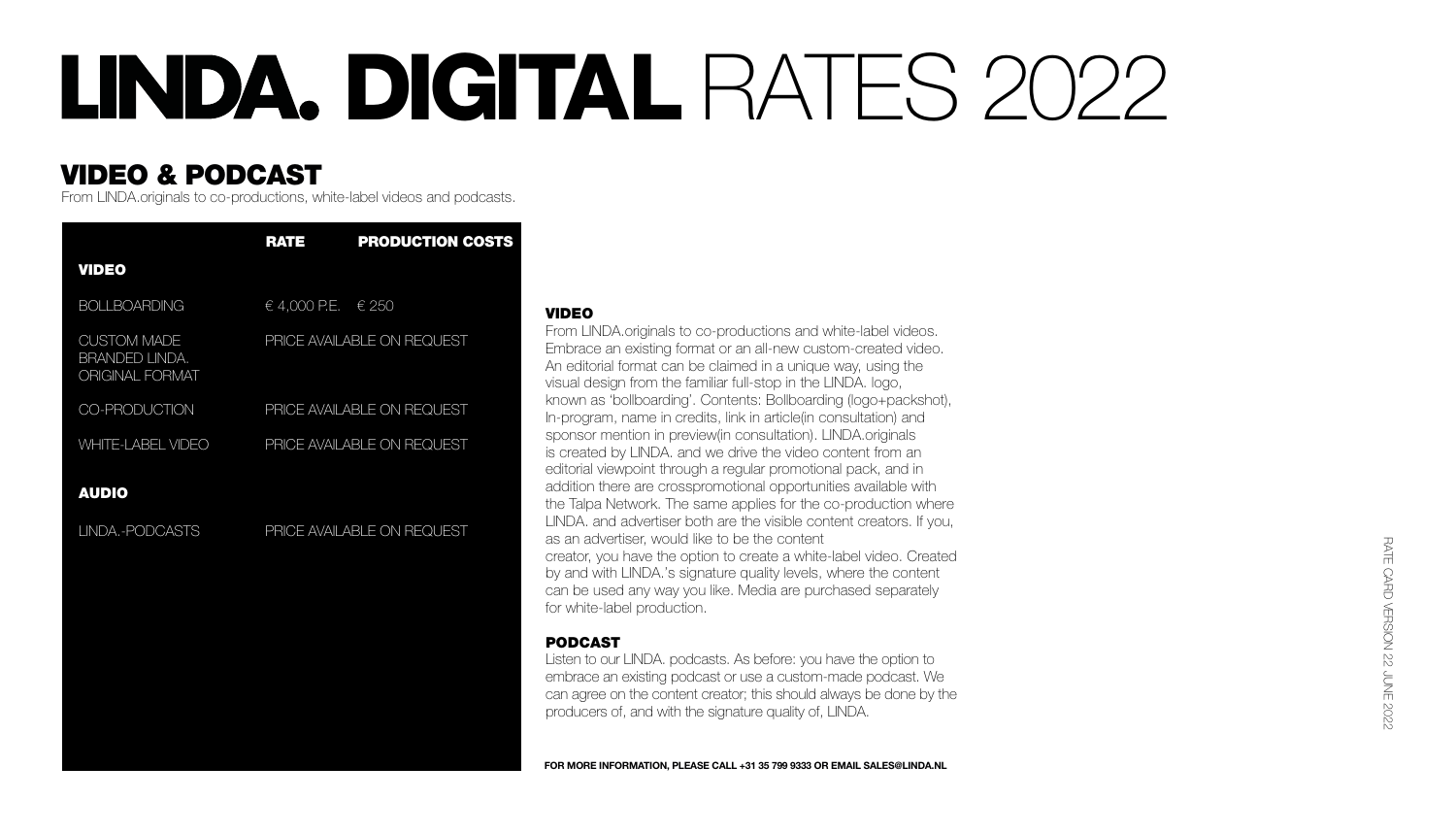# LINDA. DIGITAL RATES 2022

## VIDEO & PODCAST

From LINDA.originals to co-productions, white-label videos and podcasts.

| | RATE | PRODUCTION COSTS |
|---|---|---|
| **VIDEO** | | |
| BOLLBOARDING | € 4,000 P.E. | € 250 |
| CUSTOM MADE BRANDED LINDA. ORIGINAL FORMAT | PRICE AVAILABLE ON REQUEST | |
| CO-PRODUCTION | PRICE AVAILABLE ON REQUEST | |
| WHITE-LABEL VIDEO | PRICE AVAILABLE ON REQUEST | |
| **AUDIO** | | |
| LINDA.-PODCASTS | PRICE AVAILABLE ON REQUEST | |

### VIDEO

From LINDA.originals to co-productions and white-label videos. Embrace an existing format or an all-new custom-created video. An editorial format can be claimed in a unique way, using the visual design from the familiar full-stop in the LINDA. logo, known as 'bollboarding'. Contents: Bollboarding (logo+packshot), In-program, name in credits, link in article(in consultation) and sponsor mention in preview(in consultation). LINDA.originals is created by LINDA. and we drive the video content from an editorial viewpoint through a regular promotional pack, and in addition there are crosspromotional opportunities available with the Talpa Network. The same applies for the co-production where LINDA. and advertiser both are the visible content creators. If you, as an advertiser, would like to be the content creator, you have the option to create a white-label video. Created by and with LINDA.'s signature quality levels, where the content can be used any way you like. Media are purchased separately for white-label production.

### PODCAST

Listen to our LINDA. podcasts. As before: you have the option to embrace an existing podcast or use a custom-made podcast. We can agree on the content creator; this should always be done by the producers of, and with the signature quality of, LINDA.

**FOR MORE INFORMATION, PLEASE CALL +31 35 799 9333 OR EMAIL SALES@LINDA.NL**

RATE CARD VERSION 22 JUNE 2022